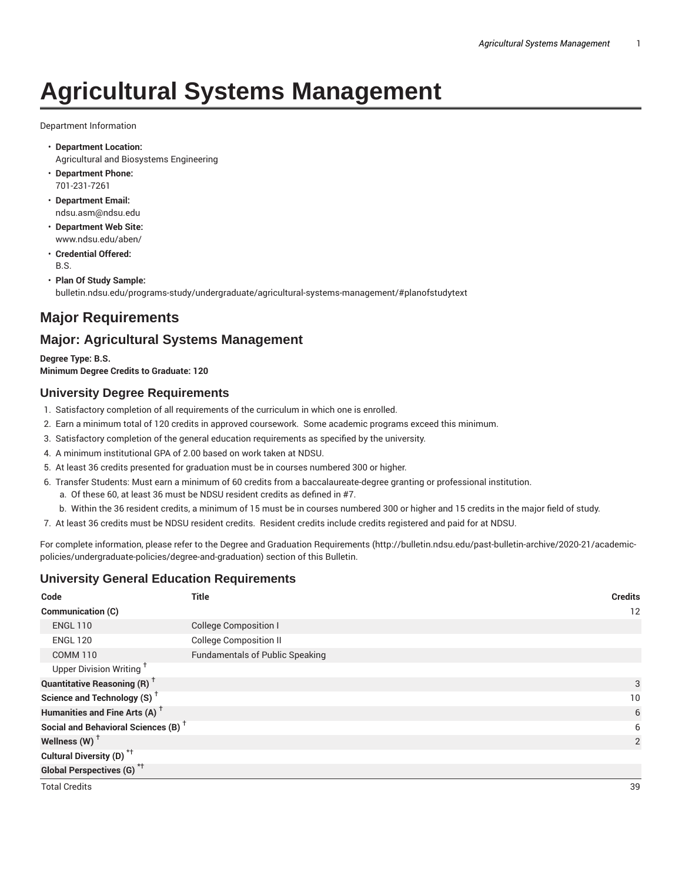# Agricultural Systems Management

Department Information

- **Department Location:** Agricultural and Biosystems Engineering
- **Department Phone:** 701-231-7261
- **Department Email:** ndsu.asm@ndsu.edu
- **Department Web Site:** www.ndsu.edu/aben/
- **Credential Offered:** B.S.
- **Plan Of Study Sample:** bulletin.ndsu.edu/programs-study/undergraduate/agricultural-systems-management/#planofstudytext

## Major Requirements

## Major: Agricultural Systems Management

**Degree Type: B.S.**
**Minimum Degree Credits to Graduate: 120**

### University Degree Requirements

1. Satisfactory completion of all requirements of the curriculum in which one is enrolled.
2. Earn a minimum total of 120 credits in approved coursework. Some academic programs exceed this minimum.
3. Satisfactory completion of the general education requirements as specified by the university.
4. A minimum institutional GPA of 2.00 based on work taken at NDSU.
5. At least 36 credits presented for graduation must be in courses numbered 300 or higher.
6. Transfer Students: Must earn a minimum of 60 credits from a baccalaureate-degree granting or professional institution.
   a. Of these 60, at least 36 must be NDSU resident credits as defined in #7.
   b. Within the 36 resident credits, a minimum of 15 must be in courses numbered 300 or higher and 15 credits in the major field of study.
7. At least 36 credits must be NDSU resident credits. Resident credits include credits registered and paid for at NDSU.

For complete information, please refer to the Degree and Graduation Requirements (http://bulletin.ndsu.edu/past-bulletin-archive/2020-21/academic-policies/undergraduate-policies/degree-and-graduation) section of this Bulletin.

### University General Education Requirements

| Code | Title | Credits |
|---|---|---|
| **Communication (C)** | | 12 |
| ENGL 110 | College Composition I | |
| ENGL 120 | College Composition II | |
| COMM 110 | Fundamentals of Public Speaking | |
| Upper Division Writing † | | |
| **Quantitative Reasoning (R) †** | | 3 |
| **Science and Technology (S) †** | | 10 |
| **Humanities and Fine Arts (A) †** | | 6 |
| **Social and Behavioral Sciences (B) †** | | 6 |
| **Wellness (W) †** | | 2 |
| **Cultural Diversity (D) *†** | | |
| **Global Perspectives (G) *†** | | |
| Total Credits | | 39 |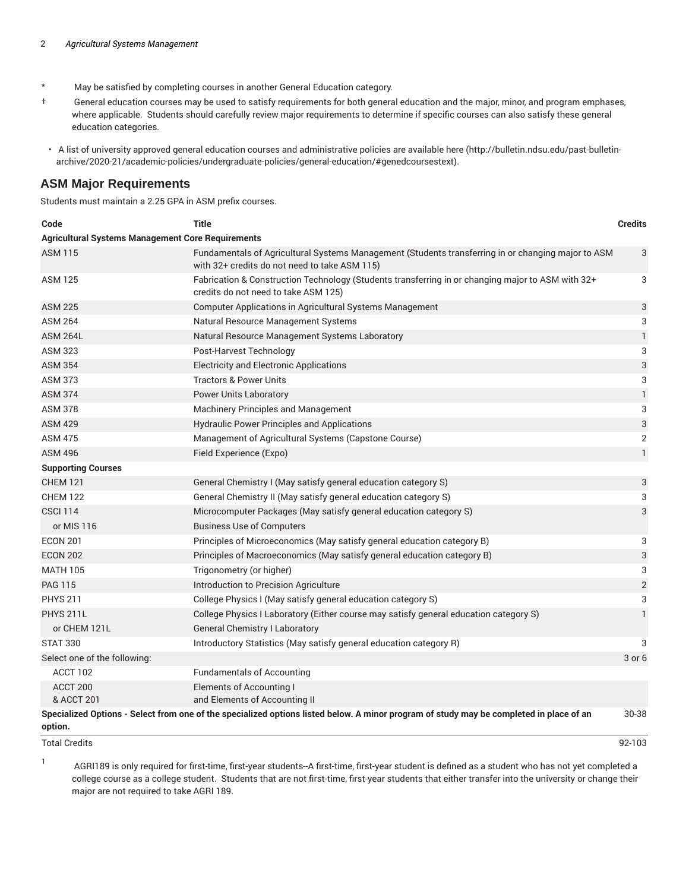\* May be satisfied by completing courses in another General Education category.

† General education courses may be used to satisfy requirements for both general education and the major, minor, and program emphases, where applicable. Students should carefully review major requirements to determine if specific courses can also satisfy these general education categories.

- A list of university approved general education courses and administrative policies are available here (http://bulletin.ndsu.edu/past-bulletin-archive/2020-21/academic-policies/undergraduate-policies/general-education/#genedcoursestext).

## ASM Major Requirements

Students must maintain a 2.25 GPA in ASM prefix courses.

| Code | Title | Credits |
|---|---|---|
| **Agricultural Systems Management Core Requirements** | | |
| ASM 115 | Fundamentals of Agricultural Systems Management (Students transferring in or changing major to ASM with 32+ credits do not need to take ASM 115) | 3 |
| ASM 125 | Fabrication & Construction Technology (Students transferring in or changing major to ASM with 32+ credits do not need to take ASM 125) | 3 |
| ASM 225 | Computer Applications in Agricultural Systems Management | 3 |
| ASM 264 | Natural Resource Management Systems | 3 |
| ASM 264L | Natural Resource Management Systems Laboratory | 1 |
| ASM 323 | Post-Harvest Technology | 3 |
| ASM 354 | Electricity and Electronic Applications | 3 |
| ASM 373 | Tractors & Power Units | 3 |
| ASM 374 | Power Units Laboratory | 1 |
| ASM 378 | Machinery Principles and Management | 3 |
| ASM 429 | Hydraulic Power Principles and Applications | 3 |
| ASM 475 | Management of Agricultural Systems (Capstone Course) | 2 |
| ASM 496 | Field Experience (Expo) | 1 |
| **Supporting Courses** | | |
| CHEM 121 | General Chemistry I (May satisfy general education category S) | 3 |
| CHEM 122 | General Chemistry II (May satisfy general education category S) | 3 |
| CSCI 114 | Microcomputer Packages (May satisfy general education category S) | 3 |
| or MIS 116 | Business Use of Computers | |
| ECON 201 | Principles of Microeconomics (May satisfy general education category B) | 3 |
| ECON 202 | Principles of Macroeconomics (May satisfy general education category B) | 3 |
| MATH 105 | Trigonometry (or higher) | 3 |
| PAG 115 | Introduction to Precision Agriculture | 2 |
| PHYS 211 | College Physics I (May satisfy general education category S) | 3 |
| PHYS 211L | College Physics I Laboratory (Either course may satisfy general education category S) | 1 |
| or CHEM 121L | General Chemistry I Laboratory | |
| STAT 330 | Introductory Statistics (May satisfy general education category R) | 3 |
| Select one of the following: | | 3 or 6 |
| ACCT 102 | Fundamentals of Accounting | |
| ACCT 200 & ACCT 201 | Elements of Accounting I and Elements of Accounting II | |
| **Specialized Options - Select from one of the specialized options listed below. A minor program of study may be completed in place of an option.** | | 30-38 |
| Total Credits | | 92-103 |

[1] AGRI189 is only required for first-time, first-year students--A first-time, first-year student is defined as a student who has not yet completed a college course as a college student. Students that are not first-time, first-year students that either transfer into the university or change their major are not required to take AGRI 189.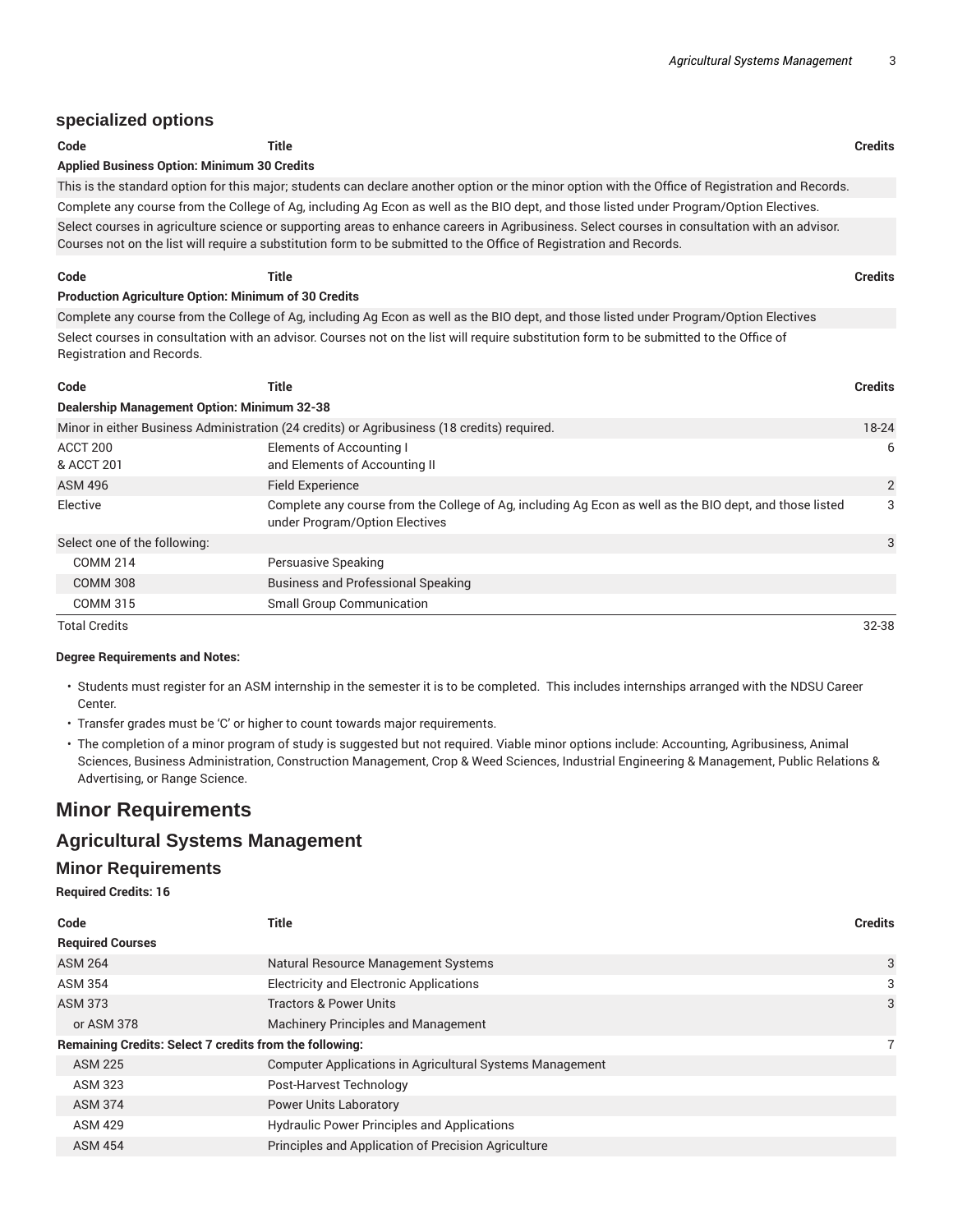### specialized options

| Code | Title | Credits |
| --- | --- | --- |
| **Applied Business Option: Minimum 30 Credits** | | |
| This is the standard option for this major; students can declare another option or the minor option with the Office of Registration and Records. | | |
| Complete any course from the College of Ag, including Ag Econ as well as the BIO dept, and those listed under Program/Option Electives. | | |
| Select courses in agriculture science or supporting areas to enhance careers in Agribusiness. Select courses in consultation with an advisor. Courses not on the list will require a substitution form to be submitted to the Office of Registration and Records. | | |

| Code | Title | Credits |
| --- | --- | --- |
| **Production Agriculture Option: Minimum of 30 Credits** | | |
| Complete any course from the College of Ag, including Ag Econ as well as the BIO dept, and those listed under Program/Option Electives | | |
| Select courses in consultation with an advisor. Courses not on the list will require substitution form to be submitted to the Office of Registration and Records. | | |

| Code | Title | Credits |
| --- | --- | --- |
| **Dealership Management Option: Minimum 32-38** | | |
| Minor in either Business Administration (24 credits) or Agribusiness (18 credits) required. | | 18-24 |
| ACCT 200 & ACCT 201 | Elements of Accounting I and Elements of Accounting II | 6 |
| ASM 496 | Field Experience | 2 |
| Elective | Complete any course from the College of Ag, including Ag Econ as well as the BIO dept, and those listed under Program/Option Electives | 3 |
| Select one of the following: | | 3 |
| COMM 214 | Persuasive Speaking | |
| COMM 308 | Business and Professional Speaking | |
| COMM 315 | Small Group Communication | |
| Total Credits | | 32-38 |

**Degree Requirements and Notes:**

- Students must register for an ASM internship in the semester it is to be completed. This includes internships arranged with the NDSU Career Center.
- Transfer grades must be 'C' or higher to count towards major requirements.
- The completion of a minor program of study is suggested but not required. Viable minor options include: Accounting, Agribusiness, Animal Sciences, Business Administration, Construction Management, Crop & Weed Sciences, Industrial Engineering & Management, Public Relations & Advertising, or Range Science.

# Minor Requirements

## Agricultural Systems Management

### Minor Requirements

**Required Credits: 16**

| Code | Title | Credits |
| --- | --- | --- |
| **Required Courses** | | |
| ASM 264 | Natural Resource Management Systems | 3 |
| ASM 354 | Electricity and Electronic Applications | 3 |
| ASM 373 | Tractors & Power Units | 3 |
| or ASM 378 | Machinery Principles and Management | |
| **Remaining Credits: Select 7 credits from the following:** | | 7 |
| ASM 225 | Computer Applications in Agricultural Systems Management | |
| ASM 323 | Post-Harvest Technology | |
| ASM 374 | Power Units Laboratory | |
| ASM 429 | Hydraulic Power Principles and Applications | |
| ASM 454 | Principles and Application of Precision Agriculture | |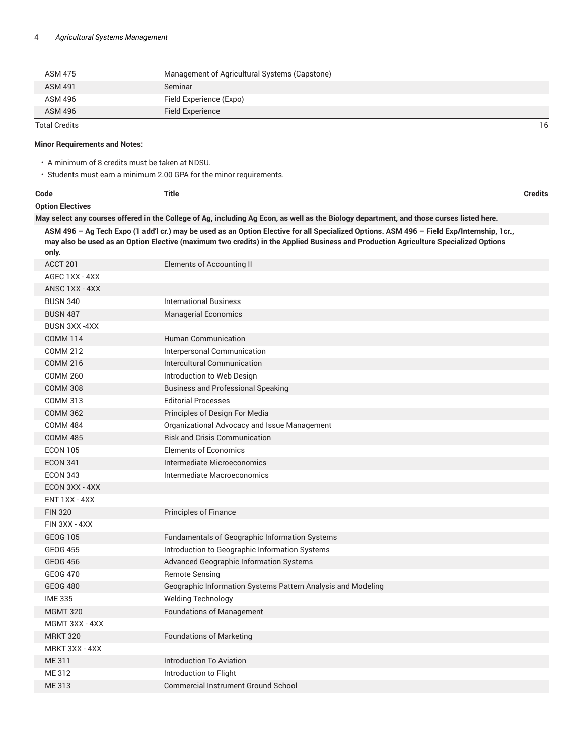| Code | Title | Credits |
| --- | --- | --- |
| ASM 475 | Management of Agricultural Systems (Capstone) | |
| ASM 491 | Seminar | |
| ASM 496 | Field Experience (Expo) | |
| ASM 496 | Field Experience | |
| Total Credits | | 16 |

**Minor Requirements and Notes:**

- A minimum of 8 credits must be taken at NDSU.
- Students must earn a minimum 2.00 GPA for the minor requirements.

| Code | Title | Credits |
| --- | --- | --- |
| **Option Electives** | | |
| **May select any courses offered in the College of Ag, including Ag Econ, as well as the Biology department, and those curses listed here.** | | |
| **ASM 496 – Ag Tech Expo (1 add'l cr.) may be used as an Option Elective for all Specialized Options. ASM 496 – Field Exp/Internship, 1cr., may also be used as an Option Elective (maximum two credits) in the Applied Business and Production Agriculture Specialized Options only.** | | |
| ACCT 201 | Elements of Accounting II | |
| AGEC 1XX - 4XX | | |
| ANSC 1XX - 4XX | | |
| BUSN 340 | International Business | |
| BUSN 487 | Managerial Economics | |
| BUSN 3XX -4XX | | |
| COMM 114 | Human Communication | |
| COMM 212 | Interpersonal Communication | |
| COMM 216 | Intercultural Communication | |
| COMM 260 | Introduction to Web Design | |
| COMM 308 | Business and Professional Speaking | |
| COMM 313 | Editorial Processes | |
| COMM 362 | Principles of Design For Media | |
| COMM 484 | Organizational Advocacy and Issue Management | |
| COMM 485 | Risk and Crisis Communication | |
| ECON 105 | Elements of Economics | |
| ECON 341 | Intermediate Microeconomics | |
| ECON 343 | Intermediate Macroeconomics | |
| ECON 3XX - 4XX | | |
| ENT 1XX - 4XX | | |
| FIN 320 | Principles of Finance | |
| FIN 3XX - 4XX | | |
| GEOG 105 | Fundamentals of Geographic Information Systems | |
| GEOG 455 | Introduction to Geographic Information Systems | |
| GEOG 456 | Advanced Geographic Information Systems | |
| GEOG 470 | Remote Sensing | |
| GEOG 480 | Geographic Information Systems Pattern Analysis and Modeling | |
| IME 335 | Welding Technology | |
| MGMT 320 | Foundations of Management | |
| MGMT 3XX - 4XX | | |
| MRKT 320 | Foundations of Marketing | |
| MRKT 3XX - 4XX | | |
| ME 311 | Introduction To Aviation | |
| ME 312 | Introduction to Flight | |
| ME 313 | Commercial Instrument Ground School | |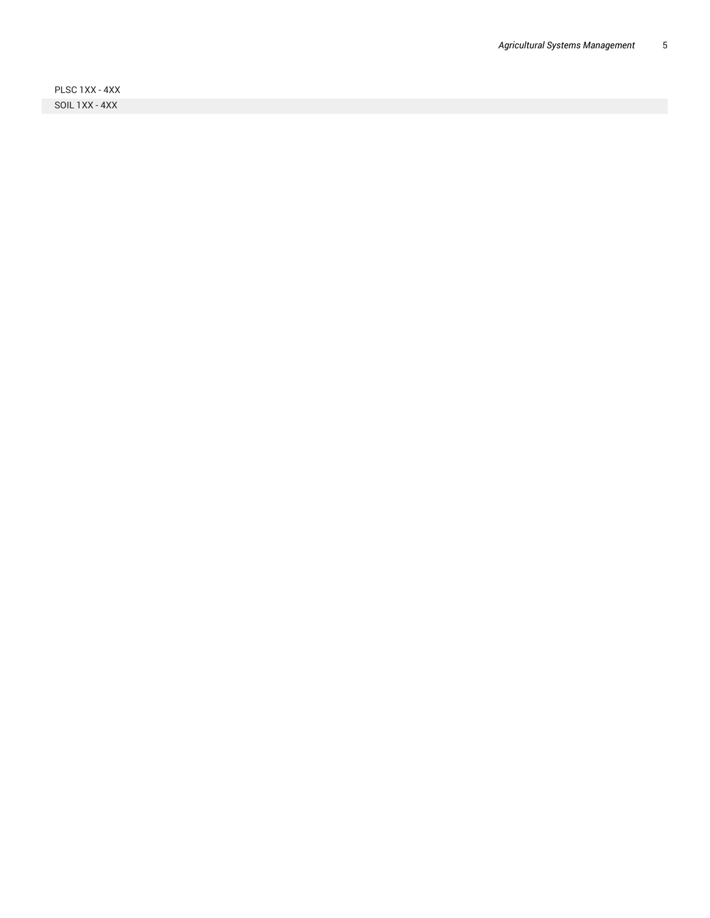| |
|---|
| PLSC 1XX - 4XX |
| SOIL 1XX - 4XX |